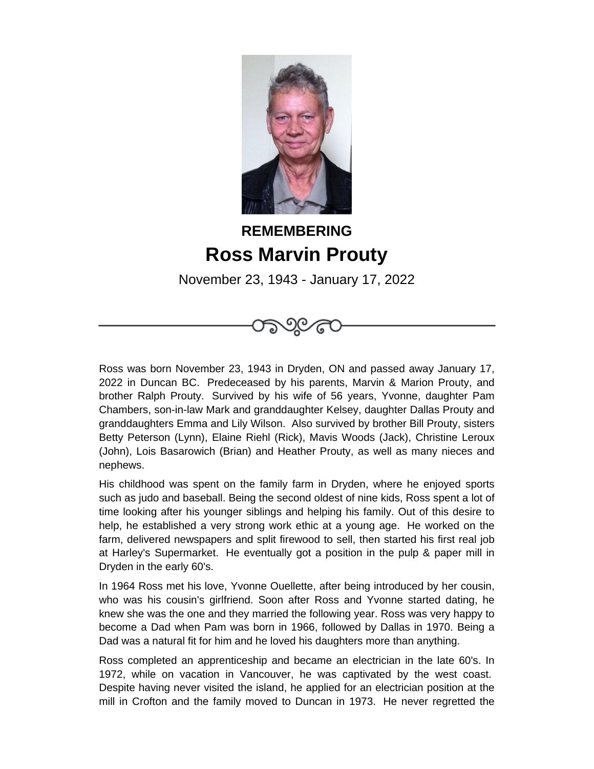**REMEMBERING**

# Ross Marvin Prouty

November 23, 1943 - January 17, 2022

Ross was born November 23, 1943 in Dryden, ON and passed away January 17, 2022 in Duncan BC. Predeceased by his parents, Marvin & Marion Prouty, and brother Ralph Prouty. Survived by his wife of 56 years, Yvonne, daughter Pam Chambers, son-in-law Mark and granddaughter Kelsey, daughter Dallas Prouty and granddaughters Emma and Lily Wilson. Also survived by brother Bill Prouty, sisters Betty Peterson (Lynn), Elaine Riehl (Rick), Mavis Woods (Jack), Christine Leroux (John), Lois Basarowich (Brian) and Heather Prouty, as well as many nieces and nephews.

His childhood was spent on the family farm in Dryden, where he enjoyed sports such as judo and baseball. Being the second oldest of nine kids, Ross spent a lot of time looking after his younger siblings and helping his family. Out of this desire to help, he established a very strong work ethic at a young age. He worked on the farm, delivered newspapers and split firewood to sell, then started his first real job at Harley's Supermarket. He eventually got a position in the pulp & paper mill in Dryden in the early 60's.

In 1964 Ross met his love, Yvonne Ouellette, after being introduced by her cousin, who was his cousin's girlfriend. Soon after Ross and Yvonne started dating, he knew she was the one and they married the following year. Ross was very happy to become a Dad when Pam was born in 1966, followed by Dallas in 1970. Being a Dad was a natural fit for him and he loved his daughters more than anything.

Ross completed an apprenticeship and became an electrician in the late 60's. In 1972, while on vacation in Vancouver, he was captivated by the west coast. Despite having never visited the island, he applied for an electrician position at the mill in Crofton and the family moved to Duncan in 1973. He never regretted the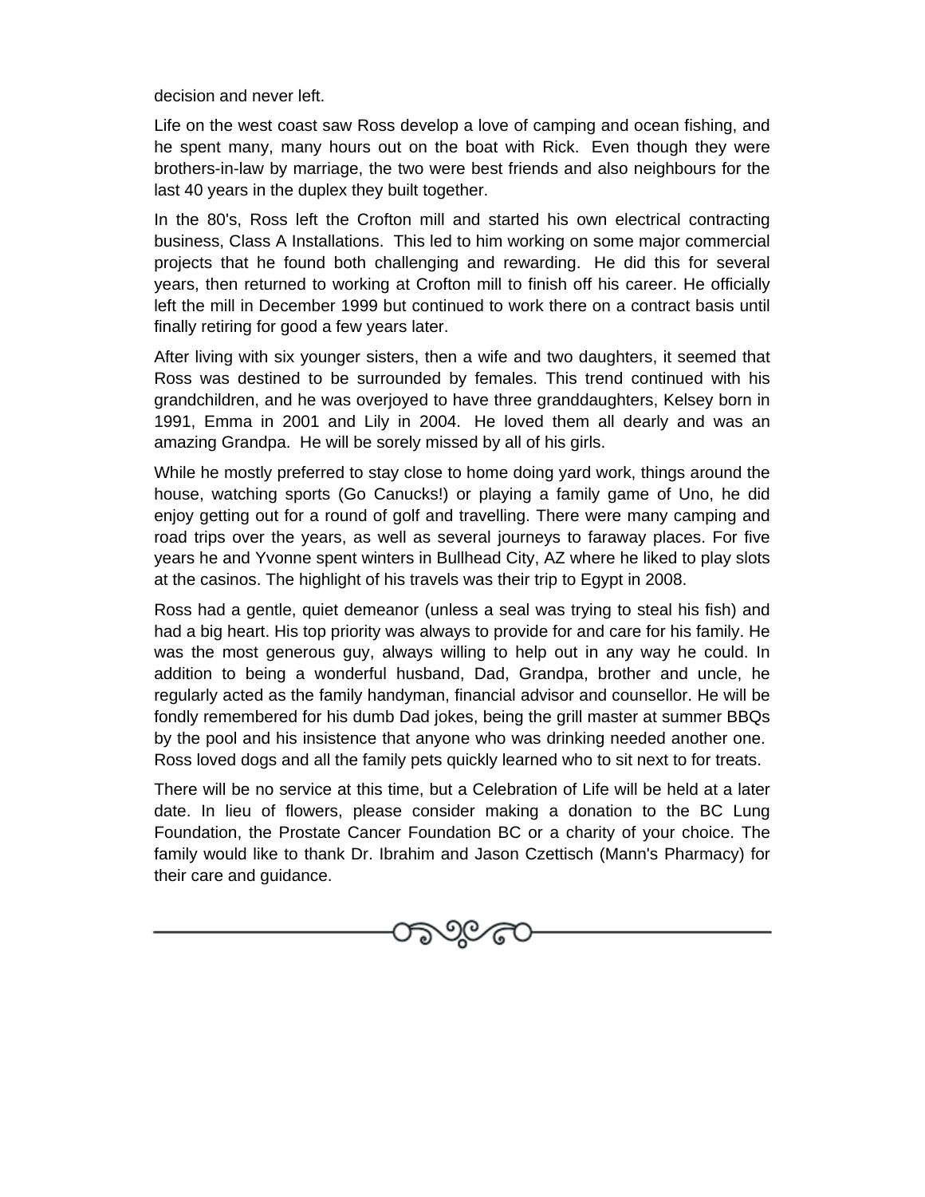decision and never left.

Life on the west coast saw Ross develop a love of camping and ocean fishing, and he spent many, many hours out on the boat with Rick. Even though they were brothers-in-law by marriage, the two were best friends and also neighbours for the last 40 years in the duplex they built together.

In the 80's, Ross left the Crofton mill and started his own electrical contracting business, Class A Installations. This led to him working on some major commercial projects that he found both challenging and rewarding. He did this for several years, then returned to working at Crofton mill to finish off his career. He officially left the mill in December 1999 but continued to work there on a contract basis until finally retiring for good a few years later.

After living with six younger sisters, then a wife and two daughters, it seemed that Ross was destined to be surrounded by females. This trend continued with his grandchildren, and he was overjoyed to have three granddaughters, Kelsey born in 1991, Emma in 2001 and Lily in 2004. He loved them all dearly and was an amazing Grandpa. He will be sorely missed by all of his girls.

While he mostly preferred to stay close to home doing yard work, things around the house, watching sports (Go Canucks!) or playing a family game of Uno, he did enjoy getting out for a round of golf and travelling. There were many camping and road trips over the years, as well as several journeys to faraway places. For five years he and Yvonne spent winters in Bullhead City, AZ where he liked to play slots at the casinos. The highlight of his travels was their trip to Egypt in 2008.

Ross had a gentle, quiet demeanor (unless a seal was trying to steal his fish) and had a big heart. His top priority was always to provide for and care for his family. He was the most generous guy, always willing to help out in any way he could. In addition to being a wonderful husband, Dad, Grandpa, brother and uncle, he regularly acted as the family handyman, financial advisor and counsellor. He will be fondly remembered for his dumb Dad jokes, being the grill master at summer BBQs by the pool and his insistence that anyone who was drinking needed another one. Ross loved dogs and all the family pets quickly learned who to sit next to for treats.

There will be no service at this time, but a Celebration of Life will be held at a later date. In lieu of flowers, please consider making a donation to the BC Lung Foundation, the Prostate Cancer Foundation BC or a charity of your choice. The family would like to thank Dr. Ibrahim and Jason Czettisch (Mann's Pharmacy) for their care and guidance.